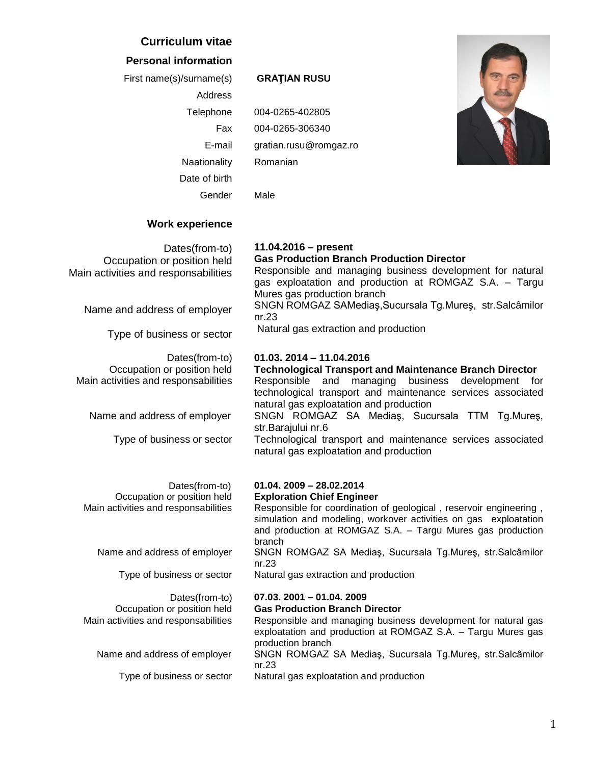# Curriculum vitae

## Personal information

| | |
|---|---|
| First name(s)/surname(s) | **GRAŢIAN RUSU** |
| Address | |
| Telephone | 004-0265-402805 |
| Fax | 004-0265-306340 |
| E-mail | gratian.rusu@romgaz.ro |
| Naationality | Romanian |
| Date of birth | |
| Gender | Male |

## Work experience

| | |
|---|---|
| Dates(from-to) | **11.04.2016 – present** |
| Occupation or position held | **Gas Production Branch Production Director** |
| Main activities and responsabilities | Responsible and managing business development for natural gas exploatation and production at ROMGAZ S.A. – Targu Mures gas production branch |
| Name and address of employer | SNGN ROMGAZ SAMediaş,Sucursala Tg.Mureş, str.Salcâmilor nr.23 |
| Type of business or sector | Natural gas extraction and production |

| | |
|---|---|
| Dates(from-to) | **01.03. 2014 – 11.04.2016** |
| Occupation or position held | **Technological Transport and Maintenance Branch Director** |
| Main activities and responsabilities | Responsible and managing business development for technological transport and maintenance services associated natural gas exploatation and production |
| Name and address of employer | SNGN ROMGAZ SA Mediaş, Sucursala TTM Tg.Mureş, str.Barajului nr.6 |
| Type of business or sector | Technological transport and maintenance services associated natural gas exploatation and production |

| | |
|---|---|
| Dates(from-to) | **01.04. 2009 – 28.02.2014** |
| Occupation or position held | **Exploration Chief Engineer** |
| Main activities and responsabilities | Responsible for coordination of geological , reservoir engineering , simulation and modeling, workover activities on gas exploatation and production at ROMGAZ S.A. – Targu Mures gas production branch |
| Name and address of employer | SNGN ROMGAZ SA Mediaş, Sucursala Tg.Mureş, str.Salcâmilor nr.23 |
| Type of business or sector | Natural gas extraction and production |

| | |
|---|---|
| Dates(from-to) | **07.03. 2001 – 01.04. 2009** |
| Occupation or position held | **Gas Production Branch Director** |
| Main activities and responsabilities | Responsible and managing business development for natural gas exploatation and production at ROMGAZ S.A. – Targu Mures gas production branch |
| Name and address of employer | SNGN ROMGAZ SA Mediaş, Sucursala Tg.Mureş, str.Salcâmilor nr.23 |
| Type of business or sector | Natural gas exploatation and production |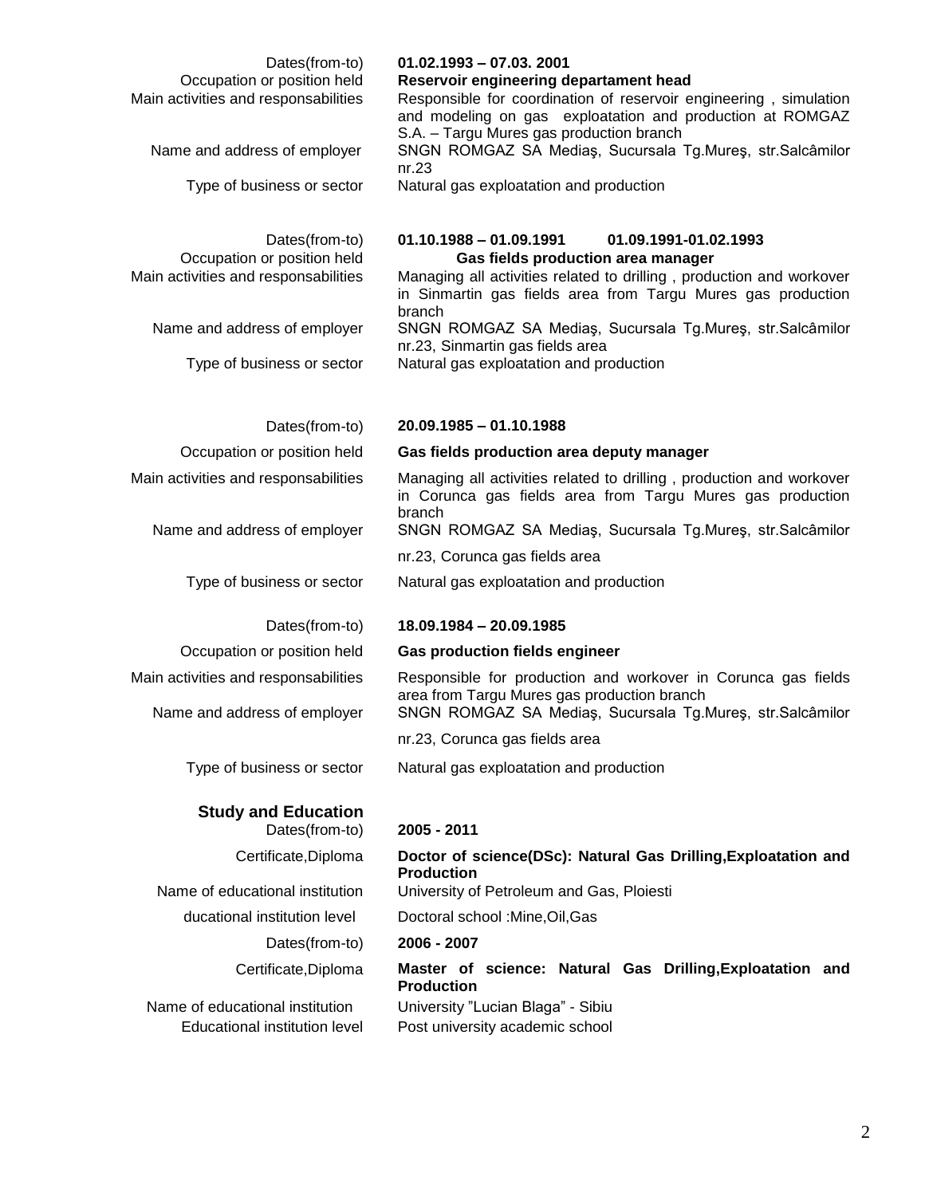| | |
|---|---|
| Dates(from-to) | **01.02.1993 – 07.03. 2001** |
| Occupation or position held | **Reservoir engineering departament head** |
| Main activities and responsabilities | Responsible for coordination of reservoir engineering , simulation and modeling on gas exploatation and production at ROMGAZ S.A. – Targu Mures gas production branch |
| Name and address of employer | SNGN ROMGAZ SA Mediaş, Sucursala Tg.Mureş, str.Salcâmilor nr.23 |
| Type of business or sector | Natural gas exploatation and production |
| | |
| Dates(from-to) | **01.10.1988 – 01.09.1991 01.09.1991-01.02.1993** |
| Occupation or position held | **Gas fields production area manager** |
| Main activities and responsabilities | Managing all activities related to drilling , production and workover in Sinmartin gas fields area from Targu Mures gas production branch |
| Name and address of employer | SNGN ROMGAZ SA Mediaş, Sucursala Tg.Mureş, str.Salcâmilor nr.23, Sinmartin gas fields area |
| Type of business or sector | Natural gas exploatation and production |
| | |
| Dates(from-to) | **20.09.1985 – 01.10.1988** |
| Occupation or position held | **Gas fields production area deputy manager** |
| Main activities and responsabilities | Managing all activities related to drilling , production and workover in Corunca gas fields area from Targu Mures gas production branch |
| Name and address of employer | SNGN ROMGAZ SA Mediaş, Sucursala Tg.Mureş, str.Salcâmilor nr.23, Corunca gas fields area |
| Type of business or sector | Natural gas exploatation and production |
| | |
| Dates(from-to) | **18.09.1984 – 20.09.1985** |
| Occupation or position held | **Gas production fields engineer** |
| Main activities and responsabilities | Responsible for production and workover in Corunca gas fields area from Targu Mures gas production branch |
| Name and address of employer | SNGN ROMGAZ SA Mediaş, Sucursala Tg.Mureş, str.Salcâmilor nr.23, Corunca gas fields area |
| Type of business or sector | Natural gas exploatation and production |

## Study and Education

| | |
|---|---|
| Dates(from-to) | **2005 - 2011** |
| Certificate,Diploma | **Doctor of science(DSc): Natural Gas Drilling,Exploatation and Production** |
| Name of educational institution | University of Petroleum and Gas, Ploiesti |
| ducational institution level | Doctoral school :Mine,Oil,Gas |
| Dates(from-to) | **2006 - 2007** |
| Certificate,Diploma | **Master of science: Natural Gas Drilling,Exploatation and Production** |
| Name of educational institution | University "Lucian Blaga" - Sibiu |
| Educational institution level | Post university academic school |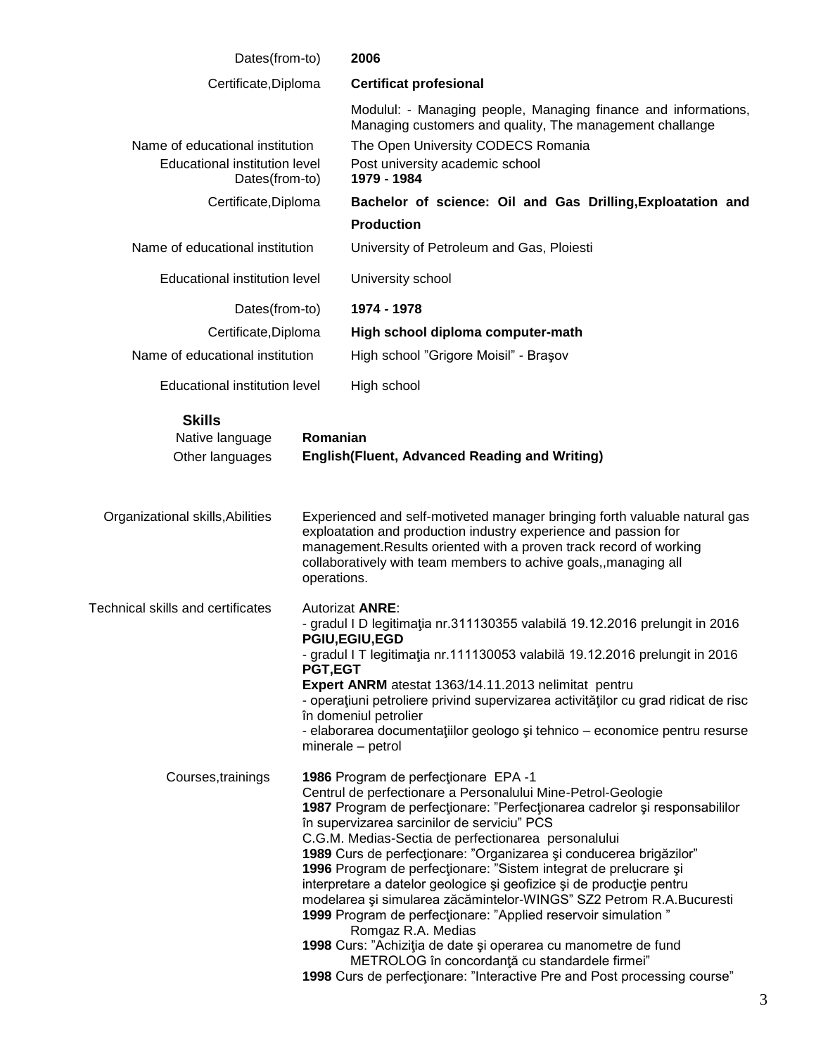| | |
|---|---|
| Dates(from-to) | **2006** |
| Certificate,Diploma | **Certificat profesional** |
| | Modulul: - Managing people, Managing finance and informations, Managing customers and quality, The management challange |
| Name of educational institution | The Open University CODECS Romania |
| Educational institution level | Post university academic school |
| Dates(from-to) | **1979 - 1984** |
| Certificate,Diploma | **Bachelor of science: Oil and Gas Drilling,Exploatation and Production** |
| Name of educational institution | University of Petroleum and Gas, Ploiesti |
| Educational institution level | University school |
| Dates(from-to) | **1974 - 1978** |
| Certificate,Diploma | **High school diploma computer-math** |
| Name of educational institution | High school ”Grigore Moisil” - Braşov |
| Educational institution level | High school |

## Skills

| | |
|---|---|
| Native language | **Romanian** |
| Other languages | **English(Fluent, Advanced Reading and Writing)** |

**Organizational skills,Abilities**

Experienced and self-motiveted manager bringing forth valuable natural gas exploatation and production industry experience and passion for management.Results oriented with a proven track record of working collaboratively with team members to achive goals,,managing all operations.

**Technical skills and certificates**

Autorizat **ANRE**:
- gradul I D legitimaţia nr.311130355 valabilă 19.12.2016 prelungit in 2016 **PGIU,EGIU,EGD**
- gradul I T legitimaţia nr.111130053 valabilă 19.12.2016 prelungit in 2016 **PGT,EGT**

**Expert ANRM** atestat 1363/14.11.2013 nelimitat pentru
- operaţiuni petroliere privind supervizarea activităţilor cu grad ridicat de risc în domeniul petrolier
- elaborarea documentaţiilor geologo şi tehnico – economice pentru resurse minerale – petrol

**Courses,trainings**

**1986** Program de perfecţionare EPA -1
Centrul de perfectionare a Personalului Mine-Petrol-Geologie
**1987** Program de perfecţionare: ”Perfecţionarea cadrelor şi responsabililor în supervizarea sarcinilor de serviciu” PCS
C.G.M. Medias-Sectia de perfectionarea personalului
**1989** Curs de perfecţionare: ”Organizarea şi conducerea brigăzilor”
**1996** Program de perfecţionare: ”Sistem integrat de prelucrare şi interpretare a datelor geologice şi geofizice şi de producţie pentru modelarea şi simularea zăcămintelor-WINGS” SZ2 Petrom R.A.Bucuresti
**1999** Program de perfecţionare: ”Applied reservoir simulation ”
Romgaz R.A. Medias
**1998** Curs: ”Achiziţia de date şi operarea cu manometre de fund METROLOG în concordanţă cu standardele firmei”
**1998** Curs de perfecţionare: ”Interactive Pre and Post processing course”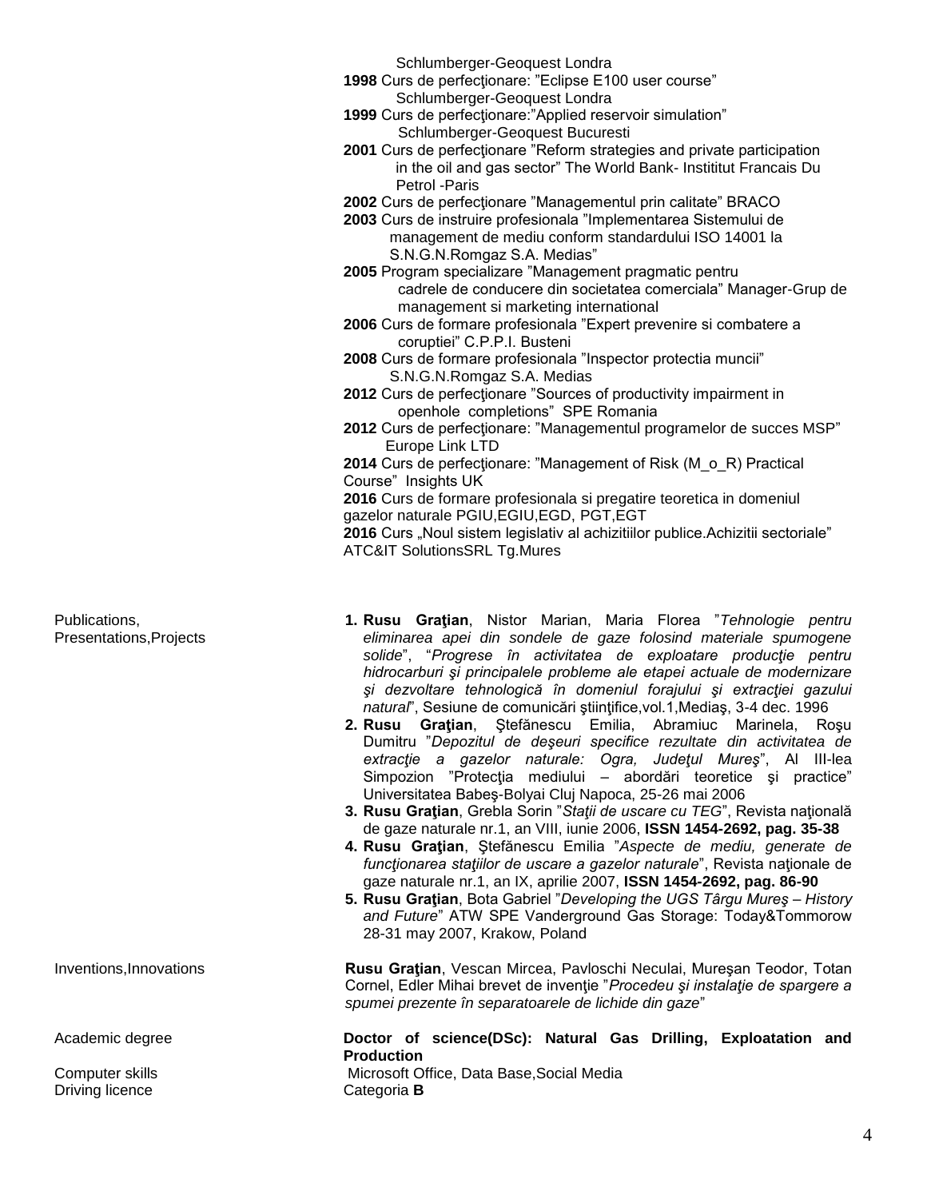Schlumberger-Geoquest Londra

**1998** Curs de perfecţionare: ”Eclipse E100 user course” Schlumberger-Geoquest Londra

**1999** Curs de perfecţionare:”Applied reservoir simulation” Schlumberger-Geoquest Bucuresti

**2001** Curs de perfecţionare ”Reform strategies and private participation in the oil and gas sector” The World Bank- Instititut Francais Du Petrol -Paris

**2002** Curs de perfecţionare ”Managementul prin calitate” BRACO

**2003** Curs de instruire profesionala ”Implementarea Sistemului de management de mediu conform standardului ISO 14001 la S.N.G.N.Romgaz S.A. Medias”

**2005** Program specializare ”Management pragmatic pentru cadrele de conducere din societatea comerciala” Manager-Grup de management si marketing international

**2006** Curs de formare profesionala ”Expert prevenire si combatere a coruptiei” C.P.P.I. Busteni

**2008** Curs de formare profesionala ”Inspector protectia muncii” S.N.G.N.Romgaz S.A. Medias

**2012** Curs de perfecţionare ”Sources of productivity impairment in openhole completions” SPE Romania

**2012** Curs de perfecţionare: ”Managementul programelor de succes MSP” Europe Link LTD

**2014** Curs de perfecţionare: ”Management of Risk (M_o_R) Practical Course” Insights UK

**2016** Curs de formare profesionala si pregatire teoretica in domeniul gazelor naturale PGIU,EGIU,EGD, PGT,EGT

**2016** Curs „Noul sistem legislativ al achizitiilor publice.Achizitii sectoriale” ATC&IT SolutionsSRL Tg.Mures

Publications, Presentations,Projects

1. **Rusu Graţian**, Nistor Marian, Maria Florea ”*Tehnologie pentru eliminarea apei din sondele de gaze folosind materiale spumogene solide*”, “*Progrese în activitatea de exploatare producţie pentru hidrocarburi şi principalele probleme ale etapei actuale de modernizare şi dezvoltare tehnologică în domeniul forajului şi extracţiei gazului natural*”, Sesiune de comunicări ştiinţifice,vol.1,Mediaş, 3-4 dec. 1996
2. **Rusu Graţian**, Ştefănescu Emilia, Abramiuc Marinela, Roşu Dumitru ”*Depozitul de deşeuri specifice rezultate din activitatea de extracţie a gazelor naturale: Ogra, Judeţul Mureş*”, Al III-lea Simpozion ”Protecţia mediului – abordări teoretice şi practice” Universitatea Babeş-Bolyai Cluj Napoca, 25-26 mai 2006
3. **Rusu Graţian**, Grebla Sorin ”*Staţii de uscare cu TEG*”, Revista naţională de gaze naturale nr.1, an VIII, iunie 2006, **ISSN 1454-2692, pag. 35-38**
4. **Rusu Graţian**, Ştefănescu Emilia ”*Aspecte de mediu, generate de funcţionarea staţiilor de uscare a gazelor naturale*”, Revista naţionale de gaze naturale nr.1, an IX, aprilie 2007, **ISSN 1454-2692, pag. 86-90**
5. **Rusu Graţian**, Bota Gabriel ”*Developing the UGS Târgu Mureş – History and Future*” ATW SPE Vanderground Gas Storage: Today&Tommorow 28-31 may 2007, Krakow, Poland

Inventions,Innovations

**Rusu Graţian**, Vescan Mircea, Pavloschi Neculai, Mureşan Teodor, Totan Cornel, Edler Mihai brevet de invenţie ”*Procedeu şi instalaţie de spargere a spumei prezente în separatoarele de lichide din gaze*”

Academic degree

**Doctor of science(DSc): Natural Gas Drilling, Exploatation and Production**

Computer skills

Microsoft Office, Data Base,Social Media

Driving licence

Categoria **B**